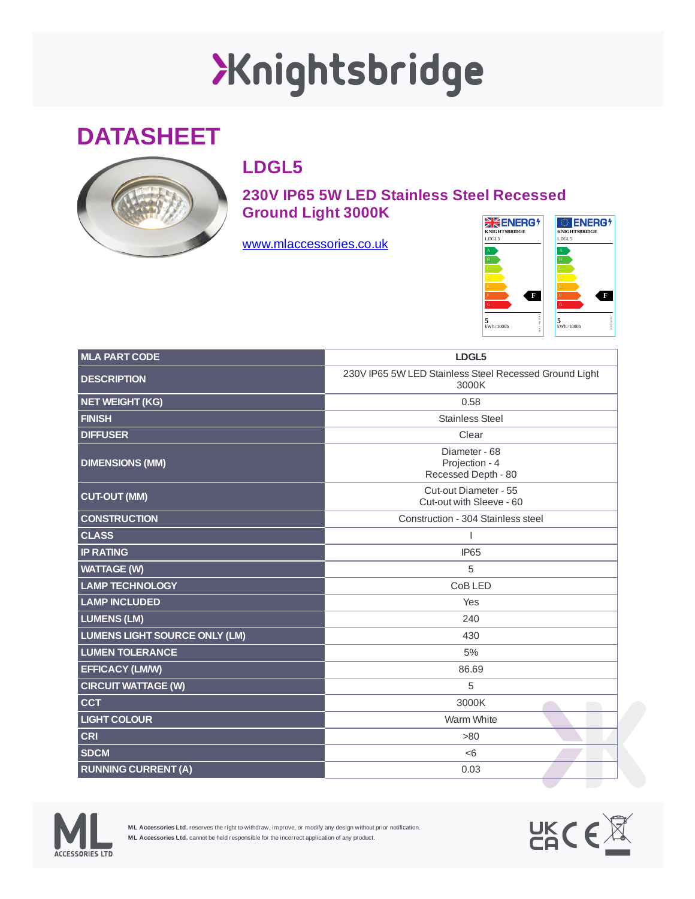# Knightsbridge

## DATASHEET

### LDGL5

### 230V IP65 5W LED Stainless Steel Recessed Ground Light 3000K

[www.mlaccessories.co.uk](http://www.mlaccessories.co.uk)

| MLA PART CODE | LDGL5 |
|---|---|
| DESCRIPTION | 230V IP65 5W LED Stainless Steel Recessed Ground Light 3000K |
| NET WEIGHT (KG) | 0.58 |
| FINISH | Stainless Steel |
| DIFFUSER | Clear |
| DIMENSIONS (MM) | Diameter - 68<br>Projection - 4<br>Recessed Depth - 80 |
| CUT-OUT (MM) | Cut-out Diameter - 55<br>Cut-out with Sleeve - 60 |
| CONSTRUCTION | Construction - 304 Stainless steel |
| CLASS | I |
| IP RATING | IP65 |
| WATTAGE (W) | 5 |
| LAMP TECHNOLOGY | CoB LED |
| LAMP INCLUDED | Yes |
| LUMENS (LM) | 240 |
| LUMENS LIGHT SOURCE ONLY (LM) | 430 |
| LUMEN TOLERANCE | 5% |
| EFFICACY (LM/W) | 86.69 |
| CIRCUIT WATTAGE (W) | 5 |
| CCT | 3000K |
| LIGHT COLOUR | Warm White |
| CRI | >80 |
| SDCM | <6 |
| RUNNING CURRENT (A) | 0.03 |

**ML Accessories Ltd.** reserves the right to withdraw, improve, or modify any design without prior notification.
**ML Accessories Ltd.** cannot be held responsible for the incorrect application of any product.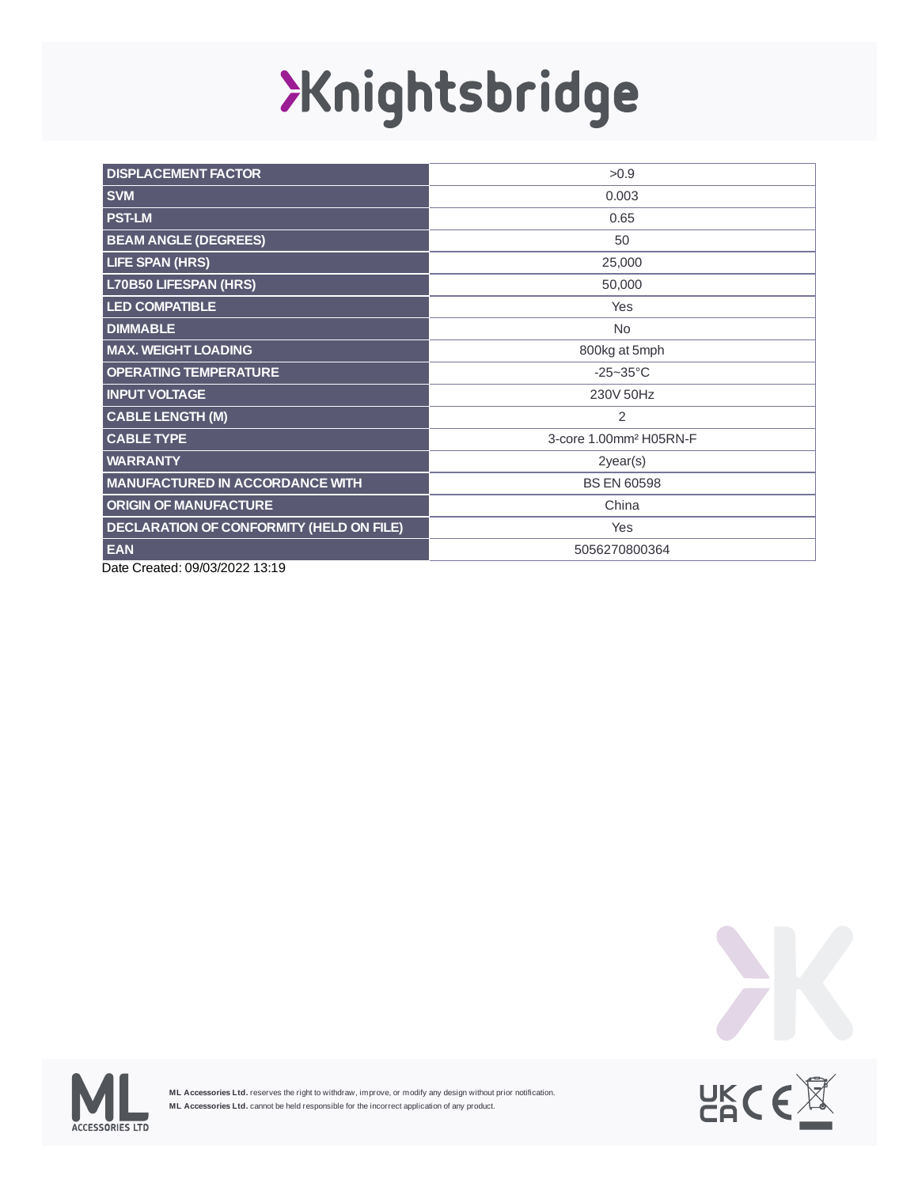# Knightsbridge

| | |
|---|---|
| DISPLACEMENT FACTOR | >0.9 |
| SVM | 0.003 |
| PST-LM | 0.65 |
| BEAM ANGLE (DEGREES) | 50 |
| LIFE SPAN (HRS) | 25,000 |
| L70B50 LIFESPAN (HRS) | 50,000 |
| LED COMPATIBLE | Yes |
| DIMMABLE | No |
| MAX. WEIGHT LOADING | 800kg at 5mph |
| OPERATING TEMPERATURE | -25~35°C |
| INPUT VOLTAGE | 230V 50Hz |
| CABLE LENGTH (M) | 2 |
| CABLE TYPE | 3-core 1.00mm² H05RN-F |
| WARRANTY | 2year(s) |
| MANUFACTURED IN ACCORDANCE WITH | BS EN 60598 |
| ORIGIN OF MANUFACTURE | China |
| DECLARATION OF CONFORMITY (HELD ON FILE) | Yes |
| EAN | 5056270800364 |

Date Created: 09/03/2022 13:19

**ML Accessories Ltd.** reserves the right to withdraw, improve, or modify any design without prior notification.
**ML Accessories Ltd.** cannot be held responsible for the incorrect application of any product.